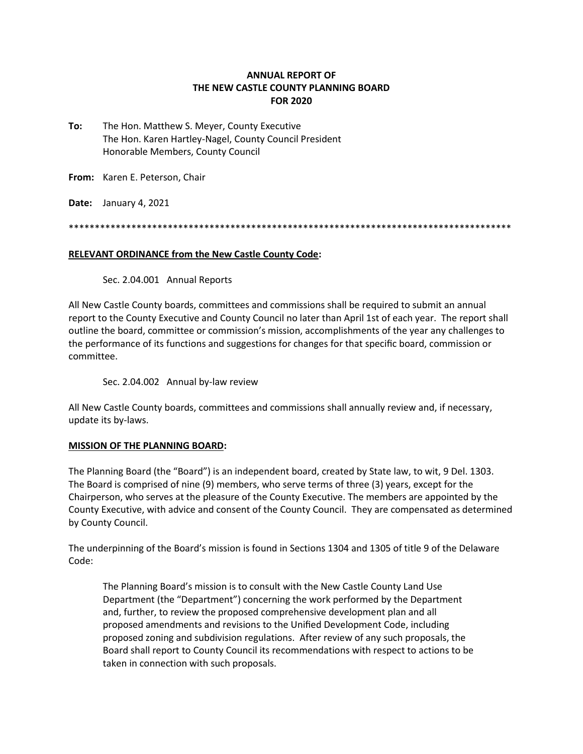# ANNUAL REPORT OF THE NEW CASTLE COUNTY PLANNING BOARD FOR 2020

**To:** The Hon. Matthew S. Meyer, County Executive
The Hon. Karen Hartley-Nagel, County Council President
Honorable Members, County Council

**From:** Karen E. Peterson, Chair

**Date:** January 4, 2021

\*\*\*\*\*\*\*\*\*\*\*\*\*\*\*\*\*\*\*\*\*\*\*\*\*\*\*\*\*\*\*\*\*\*\*\*\*\*\*\*\*\*\*\*\*\*\*\*\*\*\*\*\*\*\*\*\*\*\*\*\*\*\*\*\*\*\*\*\*\*\*\*\*\*\*\*\*\*\*\*\*\*\*\*\*\*\*\*

## RELEVANT ORDINANCE from the New Castle County Code:

Sec. 2.04.001 Annual Reports

All New Castle County boards, committees and commissions shall be required to submit an annual report to the County Executive and County Council no later than April 1st of each year. The report shall outline the board, committee or commission's mission, accomplishments of the year any challenges to the performance of its functions and suggestions for changes for that specific board, commission or committee.

Sec. 2.04.002 Annual by-law review

All New Castle County boards, committees and commissions shall annually review and, if necessary, update its by-laws.

## MISSION OF THE PLANNING BOARD:

The Planning Board (the "Board") is an independent board, created by State law, to wit, 9 Del. 1303. The Board is comprised of nine (9) members, who serve terms of three (3) years, except for the Chairperson, who serves at the pleasure of the County Executive. The members are appointed by the County Executive, with advice and consent of the County Council. They are compensated as determined by County Council.

The underpinning of the Board's mission is found in Sections 1304 and 1305 of title 9 of the Delaware Code:

> The Planning Board's mission is to consult with the New Castle County Land Use Department (the "Department") concerning the work performed by the Department and, further, to review the proposed comprehensive development plan and all proposed amendments and revisions to the Unified Development Code, including proposed zoning and subdivision regulations. After review of any such proposals, the Board shall report to County Council its recommendations with respect to actions to be taken in connection with such proposals.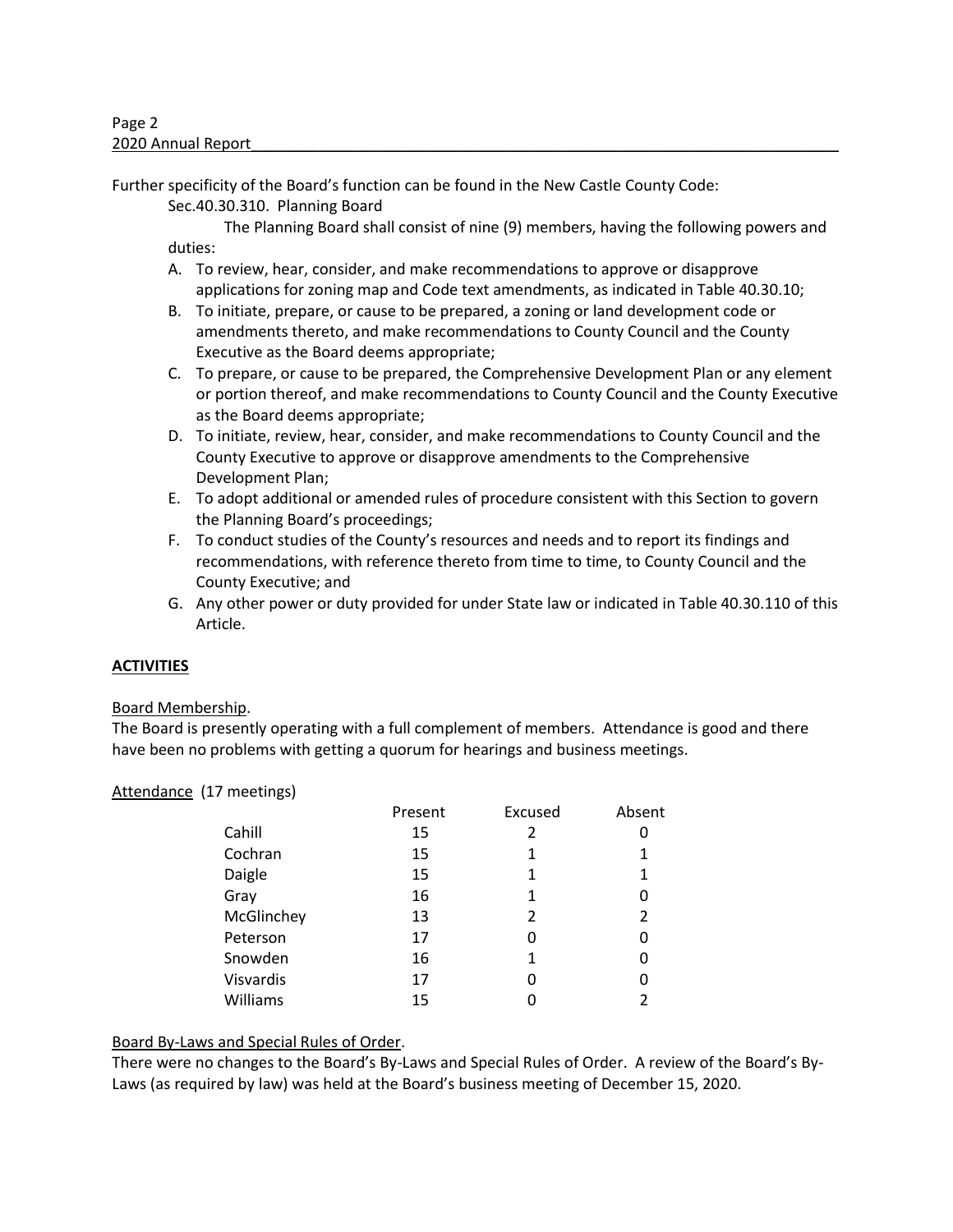Further specificity of the Board's function can be found in the New Castle County Code:

Sec.40.30.310. Planning Board

The Planning Board shall consist of nine (9) members, having the following powers and duties:

A. To review, hear, consider, and make recommendations to approve or disapprove applications for zoning map and Code text amendments, as indicated in Table 40.30.10;
B. To initiate, prepare, or cause to be prepared, a zoning or land development code or amendments thereto, and make recommendations to County Council and the County Executive as the Board deems appropriate;
C. To prepare, or cause to be prepared, the Comprehensive Development Plan or any element or portion thereof, and make recommendations to County Council and the County Executive as the Board deems appropriate;
D. To initiate, review, hear, consider, and make recommendations to County Council and the County Executive to approve or disapprove amendments to the Comprehensive Development Plan;
E. To adopt additional or amended rules of procedure consistent with this Section to govern the Planning Board's proceedings;
F. To conduct studies of the County's resources and needs and to report its findings and recommendations, with reference thereto from time to time, to County Council and the County Executive; and
G. Any other power or duty provided for under State law or indicated in Table 40.30.110 of this Article.

## ACTIVITIES

Board Membership.

The Board is presently operating with a full complement of members. Attendance is good and there have been no problems with getting a quorum for hearings and business meetings.

Attendance (17 meetings)

| | Present | Excused | Absent |
|---|---|---|---|
| Cahill | 15 | 2 | 0 |
| Cochran | 15 | 1 | 1 |
| Daigle | 15 | 1 | 1 |
| Gray | 16 | 1 | 0 |
| McGlinchey | 13 | 2 | 2 |
| Peterson | 17 | 0 | 0 |
| Snowden | 16 | 1 | 0 |
| Visvardis | 17 | 0 | 0 |
| Williams | 15 | 0 | 2 |

Board By-Laws and Special Rules of Order.

There were no changes to the Board's By-Laws and Special Rules of Order. A review of the Board's By-Laws (as required by law) was held at the Board's business meeting of December 15, 2020.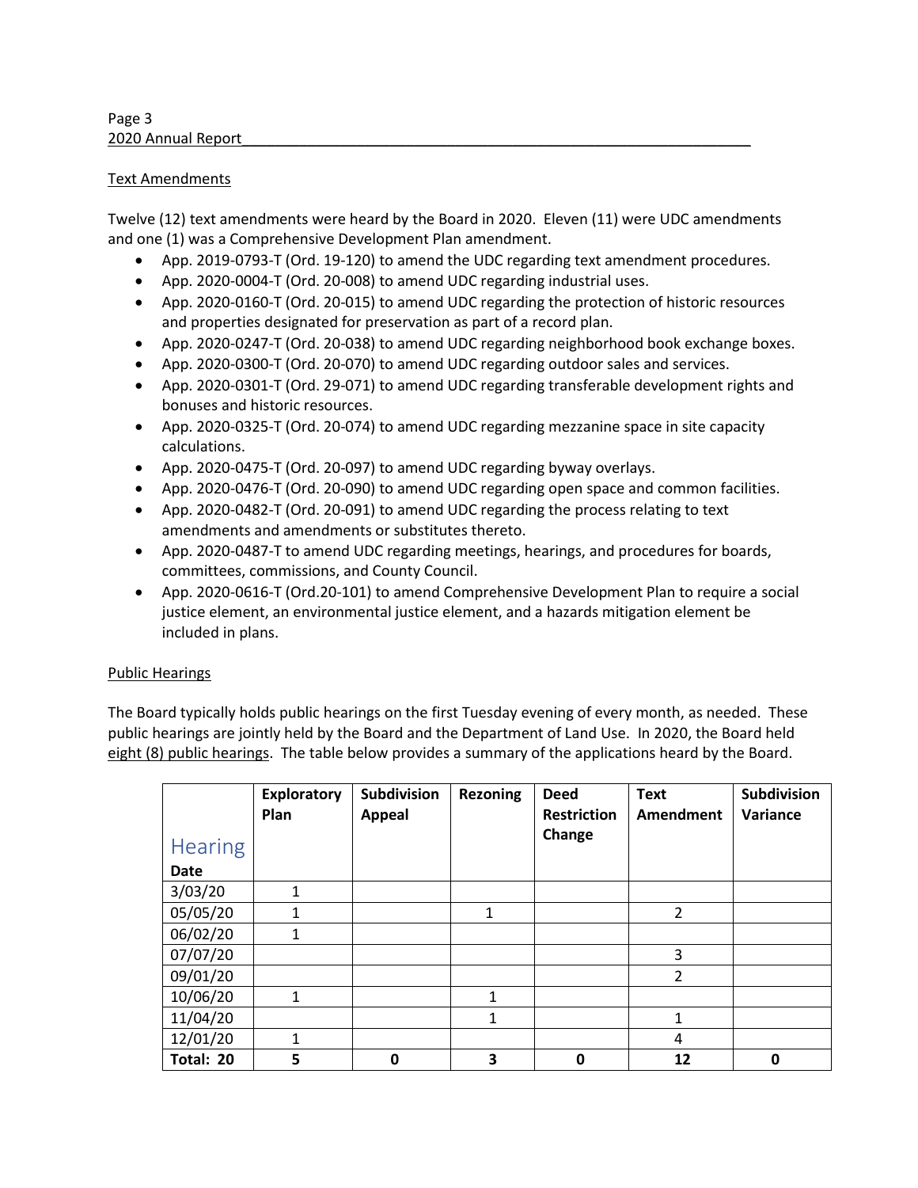## Text Amendments

Twelve (12) text amendments were heard by the Board in 2020. Eleven (11) were UDC amendments and one (1) was a Comprehensive Development Plan amendment.

- App. 2019-0793-T (Ord. 19-120) to amend the UDC regarding text amendment procedures.
- App. 2020-0004-T (Ord. 20-008) to amend UDC regarding industrial uses.
- App. 2020-0160-T (Ord. 20-015) to amend UDC regarding the protection of historic resources and properties designated for preservation as part of a record plan.
- App. 2020-0247-T (Ord. 20-038) to amend UDC regarding neighborhood book exchange boxes.
- App. 2020-0300-T (Ord. 20-070) to amend UDC regarding outdoor sales and services.
- App. 2020-0301-T (Ord. 29-071) to amend UDC regarding transferable development rights and bonuses and historic resources.
- App. 2020-0325-T (Ord. 20-074) to amend UDC regarding mezzanine space in site capacity calculations.
- App. 2020-0475-T (Ord. 20-097) to amend UDC regarding byway overlays.
- App. 2020-0476-T (Ord. 20-090) to amend UDC regarding open space and common facilities.
- App. 2020-0482-T (Ord. 20-091) to amend UDC regarding the process relating to text amendments and amendments or substitutes thereto.
- App. 2020-0487-T to amend UDC regarding meetings, hearings, and procedures for boards, committees, commissions, and County Council.
- App. 2020-0616-T (Ord.20-101) to amend Comprehensive Development Plan to require a social justice element, an environmental justice element, and a hazards mitigation element be included in plans.

## Public Hearings

The Board typically holds public hearings on the first Tuesday evening of every month, as needed. These public hearings are jointly held by the Board and the Department of Land Use. In 2020, the Board held eight (8) public hearings. The table below provides a summary of the applications heard by the Board.

| Hearing Date | Exploratory Plan | Subdivision Appeal | Rezoning | Deed Restriction Change | Text Amendment | Subdivision Variance |
|---|---|---|---|---|---|---|
| 3/03/20 | 1 | | | | | |
| 05/05/20 | 1 | | 1 | | 2 | |
| 06/02/20 | 1 | | | | | |
| 07/07/20 | | | | | 3 | |
| 09/01/20 | | | | | 2 | |
| 10/06/20 | 1 | | 1 | | | |
| 11/04/20 | | | 1 | | 1 | |
| 12/01/20 | 1 | | | | 4 | |
| **Total: 20** | **5** | **0** | **3** | **0** | **12** | **0** |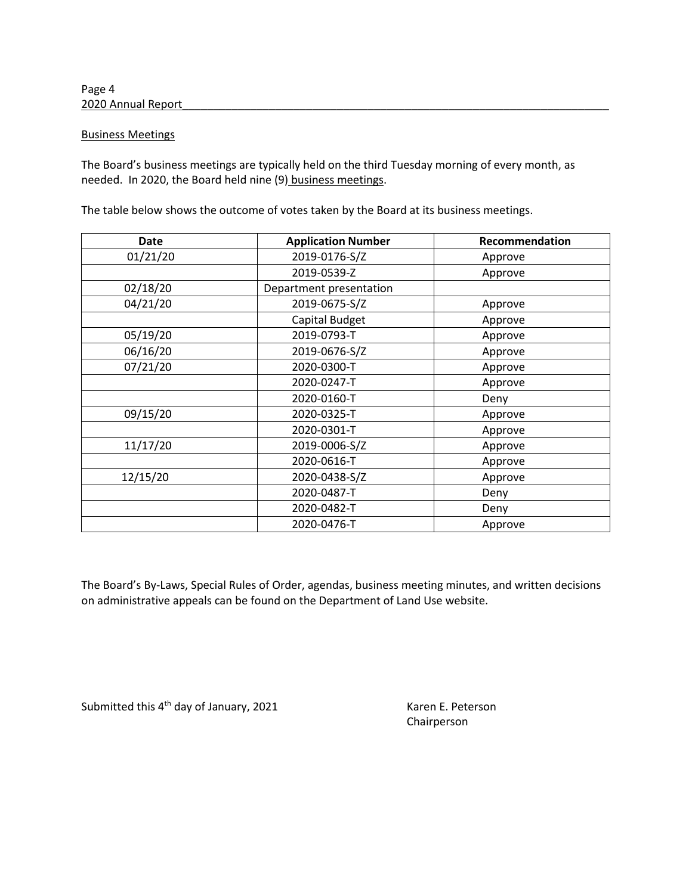## Business Meetings

The Board's business meetings are typically held on the third Tuesday morning of every month, as needed. In 2020, the Board held nine (9) business meetings.

The table below shows the outcome of votes taken by the Board at its business meetings.

| Date | Application Number | Recommendation |
|---|---|---|
| 01/21/20 | 2019-0176-S/Z | Approve |
| | 2019-0539-Z | Approve |
| 02/18/20 | Department presentation | |
| 04/21/20 | 2019-0675-S/Z | Approve |
| | Capital Budget | Approve |
| 05/19/20 | 2019-0793-T | Approve |
| 06/16/20 | 2019-0676-S/Z | Approve |
| 07/21/20 | 2020-0300-T | Approve |
| | 2020-0247-T | Approve |
| | 2020-0160-T | Deny |
| 09/15/20 | 2020-0325-T | Approve |
| | 2020-0301-T | Approve |
| 11/17/20 | 2019-0006-S/Z | Approve |
| | 2020-0616-T | Approve |
| 12/15/20 | 2020-0438-S/Z | Approve |
| | 2020-0487-T | Deny |
| | 2020-0482-T | Deny |
| | 2020-0476-T | Approve |

The Board's By-Laws, Special Rules of Order, agendas, business meeting minutes, and written decisions on administrative appeals can be found on the Department of Land Use website.

Submitted this 4th day of January, 2021

Karen E. Peterson
Chairperson